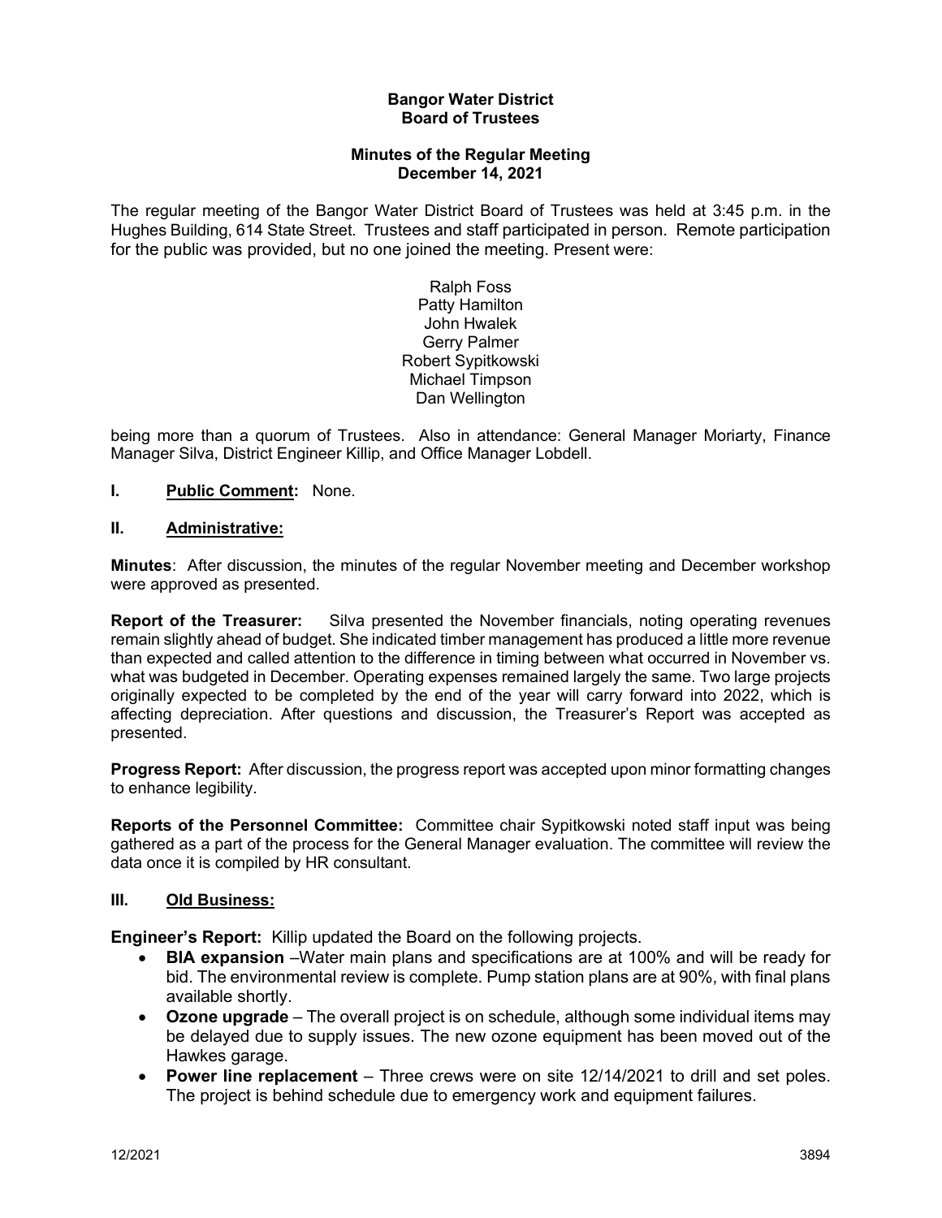**Bangor Water District**
**Board of Trustees**

**Minutes of the Regular Meeting**
**December 14, 2021**

The regular meeting of the Bangor Water District Board of Trustees was held at 3:45 p.m. in the Hughes Building, 614 State Street. Trustees and staff participated in person. Remote participation for the public was provided, but no one joined the meeting. Present were:

Ralph Foss
Patty Hamilton
John Hwalek
Gerry Palmer
Robert Sypitkowski
Michael Timpson
Dan Wellington

being more than a quorum of Trustees. Also in attendance: General Manager Moriarty, Finance Manager Silva, District Engineer Killip, and Office Manager Lobdell.

**I. Public Comment:** None.

**II. Administrative:**

**Minutes**: After discussion, the minutes of the regular November meeting and December workshop were approved as presented.

**Report of the Treasurer:** Silva presented the November financials, noting operating revenues remain slightly ahead of budget. She indicated timber management has produced a little more revenue than expected and called attention to the difference in timing between what occurred in November vs. what was budgeted in December. Operating expenses remained largely the same. Two large projects originally expected to be completed by the end of the year will carry forward into 2022, which is affecting depreciation. After questions and discussion, the Treasurer's Report was accepted as presented.

**Progress Report:** After discussion, the progress report was accepted upon minor formatting changes to enhance legibility.

**Reports of the Personnel Committee:** Committee chair Sypitkowski noted staff input was being gathered as a part of the process for the General Manager evaluation. The committee will review the data once it is compiled by HR consultant.

**III. Old Business:**

**Engineer's Report:** Killip updated the Board on the following projects.

- **BIA expansion** –Water main plans and specifications are at 100% and will be ready for bid. The environmental review is complete. Pump station plans are at 90%, with final plans available shortly.
- **Ozone upgrade** – The overall project is on schedule, although some individual items may be delayed due to supply issues. The new ozone equipment has been moved out of the Hawkes garage.
- **Power line replacement** – Three crews were on site 12/14/2021 to drill and set poles. The project is behind schedule due to emergency work and equipment failures.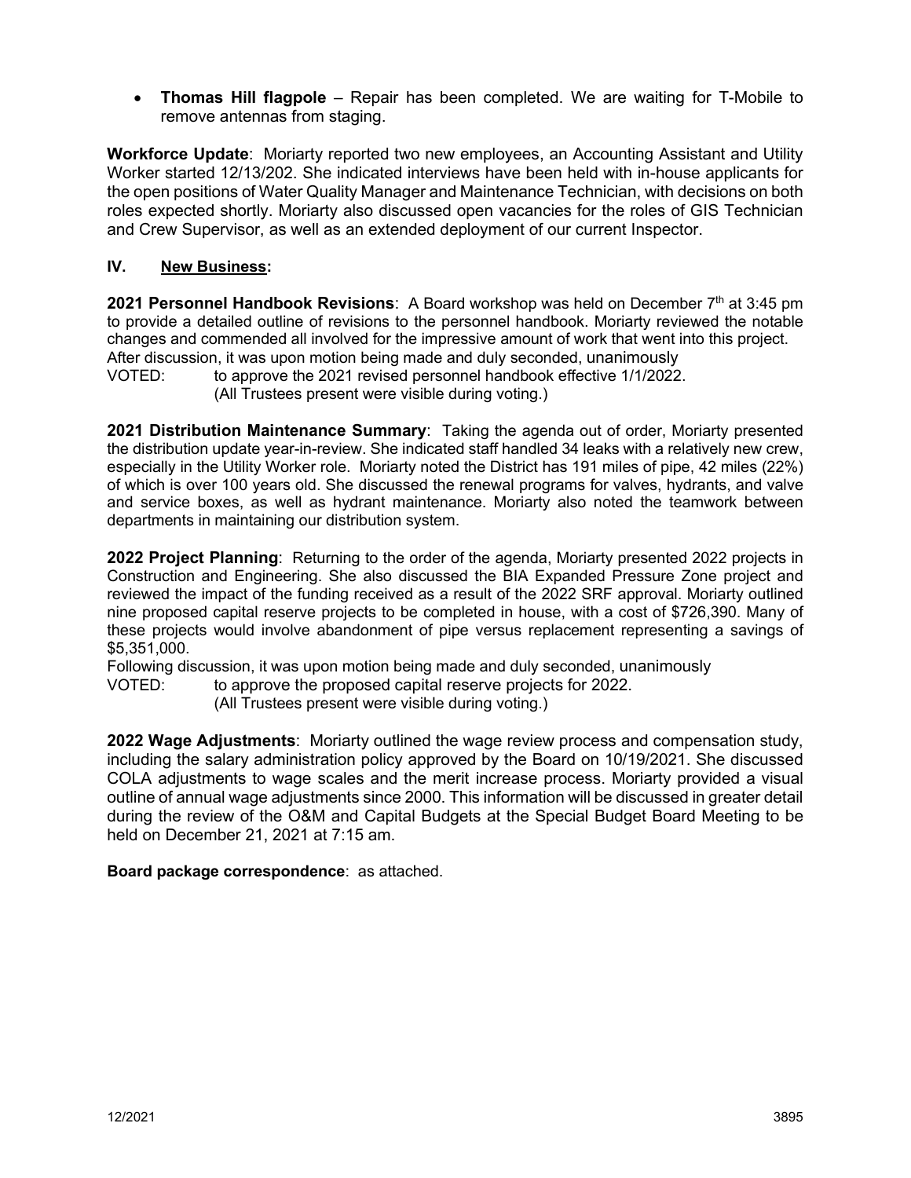- **Thomas Hill flagpole** – Repair has been completed. We are waiting for T-Mobile to remove antennas from staging.

**Workforce Update**: Moriarty reported two new employees, an Accounting Assistant and Utility Worker started 12/13/202. She indicated interviews have been held with in-house applicants for the open positions of Water Quality Manager and Maintenance Technician, with decisions on both roles expected shortly. Moriarty also discussed open vacancies for the roles of GIS Technician and Crew Supervisor, as well as an extended deployment of our current Inspector.

## IV. New Business:

**2021 Personnel Handbook Revisions**: A Board workshop was held on December 7th at 3:45 pm to provide a detailed outline of revisions to the personnel handbook. Moriarty reviewed the notable changes and commended all involved for the impressive amount of work that went into this project. After discussion, it was upon motion being made and duly seconded, unanimously

VOTED: to approve the 2021 revised personnel handbook effective 1/1/2022.
(All Trustees present were visible during voting.)

**2021 Distribution Maintenance Summary**: Taking the agenda out of order, Moriarty presented the distribution update year-in-review. She indicated staff handled 34 leaks with a relatively new crew, especially in the Utility Worker role. Moriarty noted the District has 191 miles of pipe, 42 miles (22%) of which is over 100 years old. She discussed the renewal programs for valves, hydrants, and valve and service boxes, as well as hydrant maintenance. Moriarty also noted the teamwork between departments in maintaining our distribution system.

**2022 Project Planning**: Returning to the order of the agenda, Moriarty presented 2022 projects in Construction and Engineering. She also discussed the BIA Expanded Pressure Zone project and reviewed the impact of the funding received as a result of the 2022 SRF approval. Moriarty outlined nine proposed capital reserve projects to be completed in house, with a cost of $726,390. Many of these projects would involve abandonment of pipe versus replacement representing a savings of $5,351,000.

Following discussion, it was upon motion being made and duly seconded, unanimously

VOTED: to approve the proposed capital reserve projects for 2022.
(All Trustees present were visible during voting.)

**2022 Wage Adjustments**: Moriarty outlined the wage review process and compensation study, including the salary administration policy approved by the Board on 10/19/2021. She discussed COLA adjustments to wage scales and the merit increase process. Moriarty provided a visual outline of annual wage adjustments since 2000. This information will be discussed in greater detail during the review of the O&M and Capital Budgets at the Special Budget Board Meeting to be held on December 21, 2021 at 7:15 am.

**Board package correspondence**: as attached.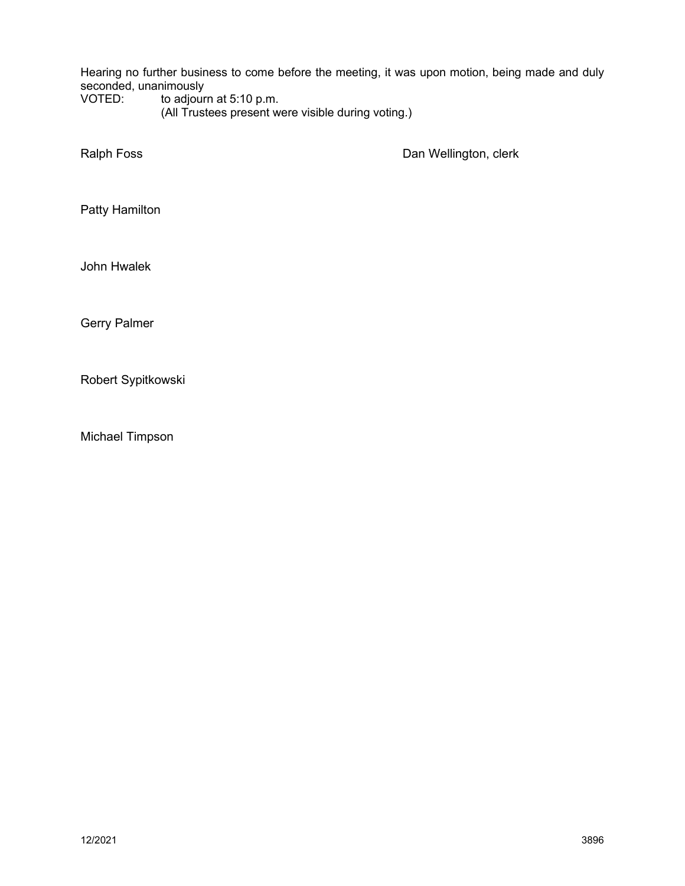Hearing no further business to come before the meeting, it was upon motion, being made and duly seconded, unanimously

VOTED: to adjourn at 5:10 p.m.
(All Trustees present were visible during voting.)

Ralph Foss

Dan Wellington, clerk

Patty Hamilton

John Hwalek

Gerry Palmer

Robert Sypitkowski

Michael Timpson

12/2021